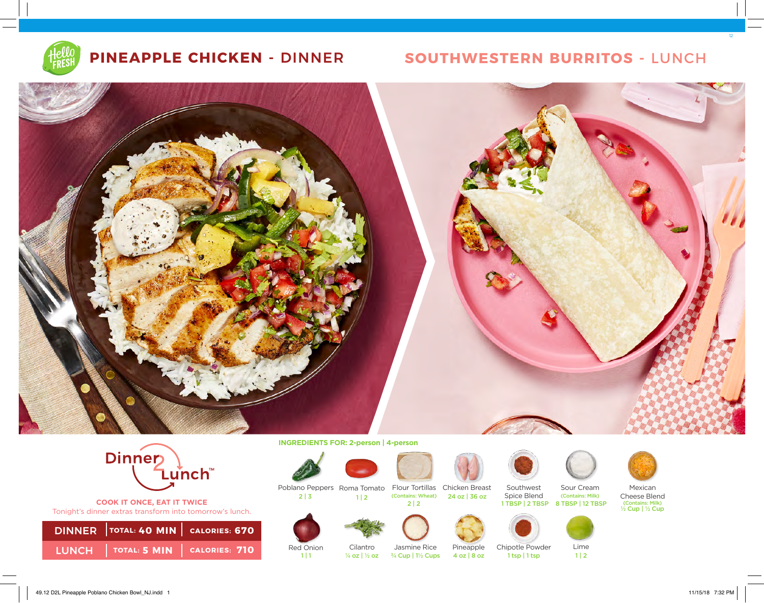# PINEAPPLE CHICKEN - DINNER

# SOUTHWESTERN BURRITOS - LUNCH

**Dinner 2 Lunch™**

**COOK IT ONCE, EAT IT TWICE**

Tonight's dinner extras transform into tomorrow's lunch.

| | | |
|---|---|---|
| DINNER | TOTAL: 40 MIN | CALORIES: 670 |
| LUNCH | TOTAL: 5 MIN | CALORIES: 710 |

**INGREDIENTS FOR: 2-person | 4-person**

- Poblano Peppers 2 | 3
- Roma Tomato 1 | 2
- Flour Tortillas (Contains: Wheat) 2 | 2
- Chicken Breast 24 oz | 36 oz
- Southwest Spice Blend 1 TBSP | 2 TBSP
- Sour Cream (Contains: Milk) 8 TBSP | 12 TBSP
- Mexican Cheese Blend (Contains: Milk) ½ Cup | ½ Cup
- Red Onion 1 | 1
- Cilantro ¼ oz | ½ oz
- Jasmine Rice ¾ Cup | 1½ Cups
- Pineapple 4 oz | 8 oz
- Chipotle Powder 1 tsp | 1 tsp
- Lime 1 | 2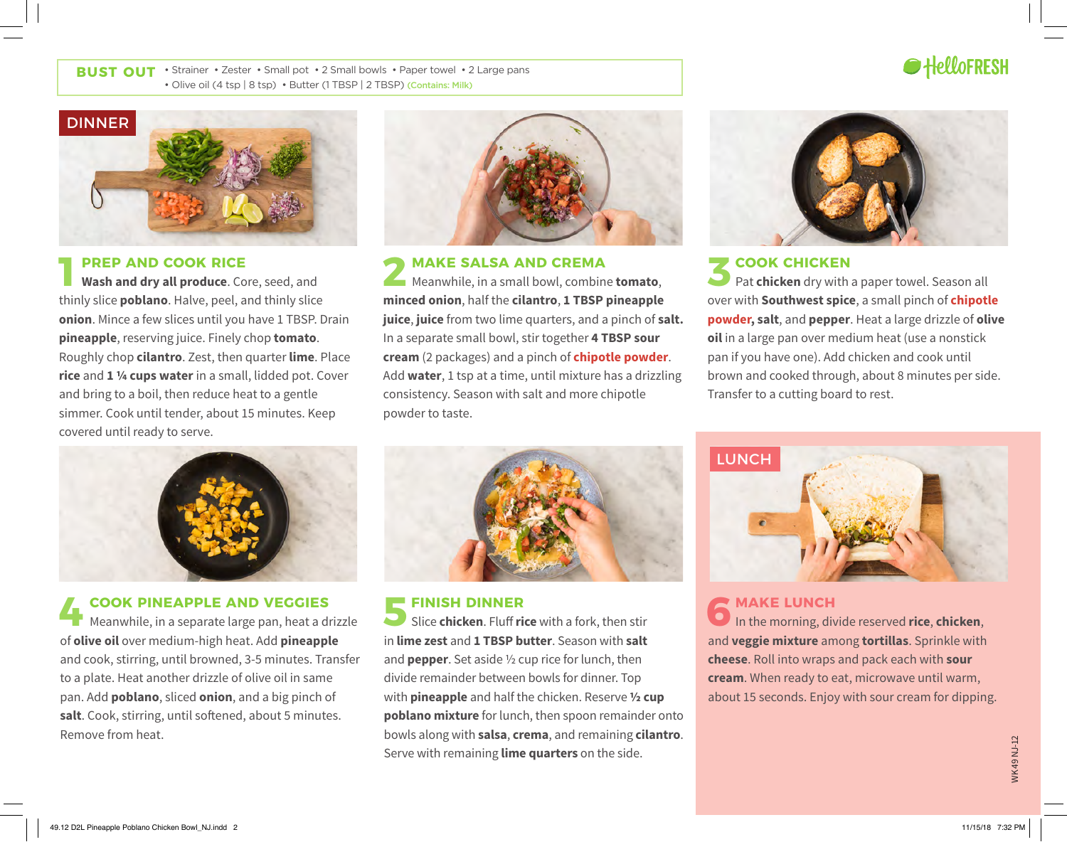**BUST OUT** • Strainer • Zester • Small pot • 2 Small bowls • Paper towel • 2 Large pans
• Olive oil (4 tsp | 8 tsp) • Butter (1 TBSP | 2 TBSP) (Contains: Milk)

HelloFRESH

DINNER

## 1 PREP AND COOK RICE

**Wash and dry all produce**. Core, seed, and thinly slice **poblano**. Halve, peel, and thinly slice **onion**. Mince a few slices until you have 1 TBSP. Drain **pineapple**, reserving juice. Finely chop **tomato**. Roughly chop **cilantro**. Zest, then quarter **lime**. Place **rice** and **1 ¼ cups water** in a small, lidded pot. Cover and bring to a boil, then reduce heat to a gentle simmer. Cook until tender, about 15 minutes. Keep covered until ready to serve.

## 2 MAKE SALSA AND CREMA

Meanwhile, in a small bowl, combine **tomato**, **minced onion**, half the **cilantro**, **1 TBSP pineapple juice**, **juice** from two lime quarters, and a pinch of **salt.** In a separate small bowl, stir together **4 TBSP sour cream** (2 packages) and a pinch of **chipotle powder**. Add **water**, 1 tsp at a time, until mixture has a drizzling consistency. Season with salt and more chipotle powder to taste.

## 3 COOK CHICKEN

Pat **chicken** dry with a paper towel. Season all over with **Southwest spice**, a small pinch of **chipotle powder, salt**, and **pepper**. Heat a large drizzle of **olive oil** in a large pan over medium heat (use a nonstick pan if you have one). Add chicken and cook until brown and cooked through, about 8 minutes per side. Transfer to a cutting board to rest.

## 4 COOK PINEAPPLE AND VEGGIES

Meanwhile, in a separate large pan, heat a drizzle of **olive oil** over medium-high heat. Add **pineapple** and cook, stirring, until browned, 3-5 minutes. Transfer to a plate. Heat another drizzle of olive oil in same pan. Add **poblano**, sliced **onion**, and a big pinch of **salt**. Cook, stirring, until softened, about 5 minutes. Remove from heat.

## 5 FINISH DINNER

Slice **chicken**. Fluff **rice** with a fork, then stir in **lime zest** and **1 TBSP butter**. Season with **salt** and **pepper**. Set aside ½ cup rice for lunch, then divide remainder between bowls for dinner. Top with **pineapple** and half the chicken. Reserve **½ cup poblano mixture** for lunch, then spoon remainder onto bowls along with **salsa**, **crema**, and remaining **cilantro**. Serve with remaining **lime quarters** on the side.

LUNCH

## 6 MAKE LUNCH

In the morning, divide reserved **rice**, **chicken**, and **veggie mixture** among **tortillas**. Sprinkle with **cheese**. Roll into wraps and pack each with **sour cream**. When ready to eat, microwave until warm, about 15 seconds. Enjoy with sour cream for dipping.

WK49 NJ-12